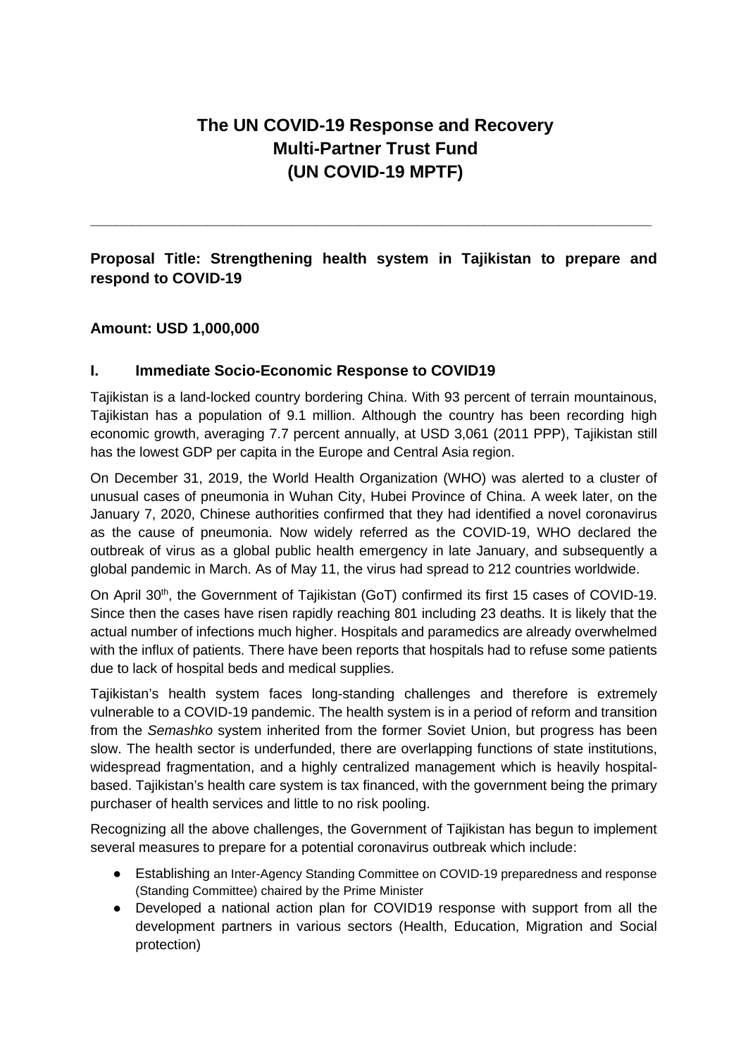# The UN COVID-19 Response and Recovery Multi-Partner Trust Fund (UN COVID-19 MPTF)

---

**Proposal Title: Strengthening health system in Tajikistan to prepare and respond to COVID-19**

**Amount: USD 1,000,000**

## I. Immediate Socio-Economic Response to COVID19

Tajikistan is a land-locked country bordering China. With 93 percent of terrain mountainous, Tajikistan has a population of 9.1 million. Although the country has been recording high economic growth, averaging 7.7 percent annually, at USD 3,061 (2011 PPP), Tajikistan still has the lowest GDP per capita in the Europe and Central Asia region.

On December 31, 2019, the World Health Organization (WHO) was alerted to a cluster of unusual cases of pneumonia in Wuhan City, Hubei Province of China. A week later, on the January 7, 2020, Chinese authorities confirmed that they had identified a novel coronavirus as the cause of pneumonia. Now widely referred as the COVID-19, WHO declared the outbreak of virus as a global public health emergency in late January, and subsequently a global pandemic in March. As of May 11, the virus had spread to 212 countries worldwide.

On April 30th, the Government of Tajikistan (GoT) confirmed its first 15 cases of COVID-19. Since then the cases have risen rapidly reaching 801 including 23 deaths. It is likely that the actual number of infections much higher. Hospitals and paramedics are already overwhelmed with the influx of patients. There have been reports that hospitals had to refuse some patients due to lack of hospital beds and medical supplies.

Tajikistan's health system faces long-standing challenges and therefore is extremely vulnerable to a COVID-19 pandemic. The health system is in a period of reform and transition from the *Semashko* system inherited from the former Soviet Union, but progress has been slow. The health sector is underfunded, there are overlapping functions of state institutions, widespread fragmentation, and a highly centralized management which is heavily hospital-based. Tajikistan's health care system is tax financed, with the government being the primary purchaser of health services and little to no risk pooling.

Recognizing all the above challenges, the Government of Tajikistan has begun to implement several measures to prepare for a potential coronavirus outbreak which include:

- Establishing an Inter-Agency Standing Committee on COVID-19 preparedness and response (Standing Committee) chaired by the Prime Minister
- Developed a national action plan for COVID19 response with support from all the development partners in various sectors (Health, Education, Migration and Social protection)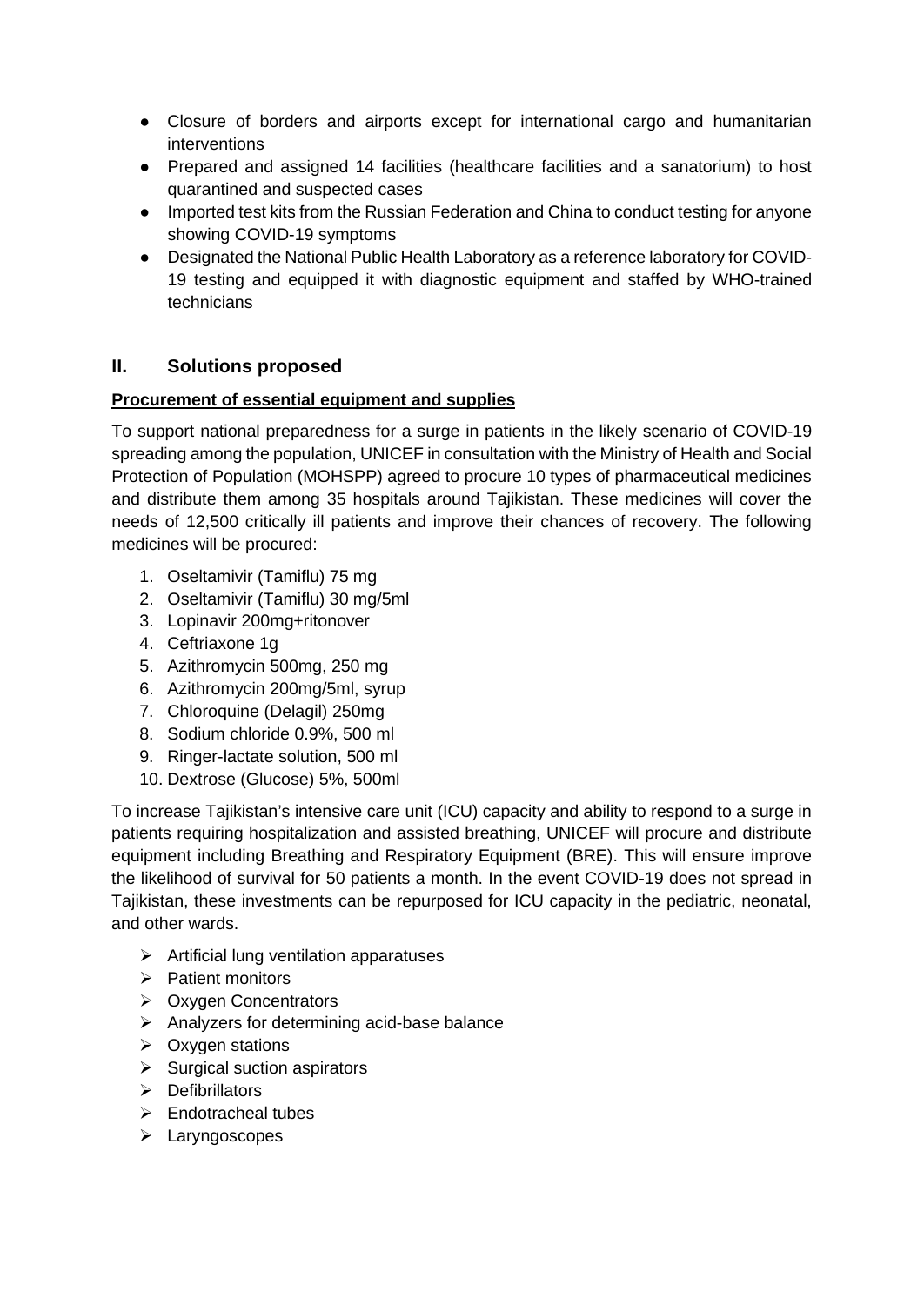- Closure of borders and airports except for international cargo and humanitarian interventions
- Prepared and assigned 14 facilities (healthcare facilities and a sanatorium) to host quarantined and suspected cases
- Imported test kits from the Russian Federation and China to conduct testing for anyone showing COVID-19 symptoms
- Designated the National Public Health Laboratory as a reference laboratory for COVID-19 testing and equipped it with diagnostic equipment and staffed by WHO-trained technicians

## II. Solutions proposed

**Procurement of essential equipment and supplies**

To support national preparedness for a surge in patients in the likely scenario of COVID-19 spreading among the population, UNICEF in consultation with the Ministry of Health and Social Protection of Population (MOHSPP) agreed to procure 10 types of pharmaceutical medicines and distribute them among 35 hospitals around Tajikistan. These medicines will cover the needs of 12,500 critically ill patients and improve their chances of recovery. The following medicines will be procured:

1. Oseltamivir (Tamiflu) 75 mg
2. Oseltamivir (Tamiflu) 30 mg/5ml
3. Lopinavir 200mg+ritonover
4. Ceftriaxone 1g
5. Azithromycin 500mg, 250 mg
6. Azithromycin 200mg/5ml, syrup
7. Chloroquine (Delagil) 250mg
8. Sodium chloride 0.9%, 500 ml
9. Ringer-lactate solution, 500 ml
10. Dextrose (Glucose) 5%, 500ml

To increase Tajikistan's intensive care unit (ICU) capacity and ability to respond to a surge in patients requiring hospitalization and assisted breathing, UNICEF will procure and distribute equipment including Breathing and Respiratory Equipment (BRE). This will ensure improve the likelihood of survival for 50 patients a month. In the event COVID-19 does not spread in Tajikistan, these investments can be repurposed for ICU capacity in the pediatric, neonatal, and other wards.

- Artificial lung ventilation apparatuses
- Patient monitors
- Oxygen Concentrators
- Analyzers for determining acid-base balance
- Oxygen stations
- Surgical suction aspirators
- Defibrillators
- Endotracheal tubes
- Laryngoscopes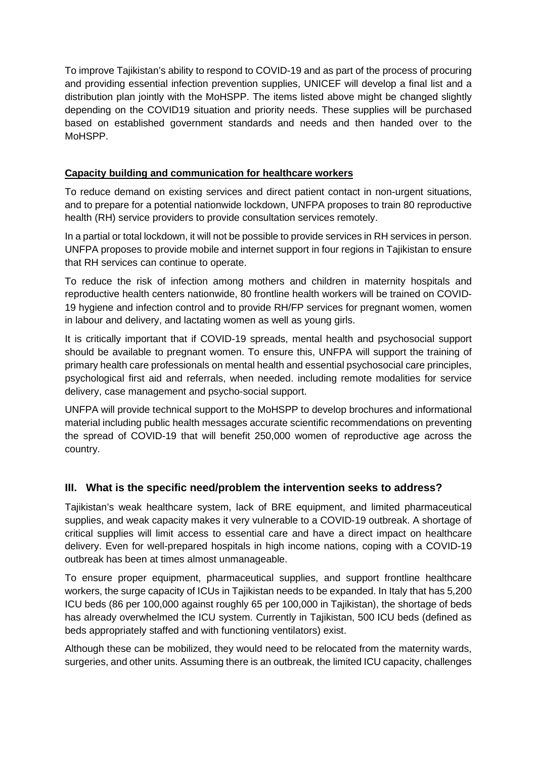To improve Tajikistan's ability to respond to COVID-19 and as part of the process of procuring and providing essential infection prevention supplies, UNICEF will develop a final list and a distribution plan jointly with the MoHSPP. The items listed above might be changed slightly depending on the COVID19 situation and priority needs. These supplies will be purchased based on established government standards and needs and then handed over to the MoHSPP.

**Capacity building and communication for healthcare workers**

To reduce demand on existing services and direct patient contact in non-urgent situations, and to prepare for a potential nationwide lockdown, UNFPA proposes to train 80 reproductive health (RH) service providers to provide consultation services remotely.

In a partial or total lockdown, it will not be possible to provide services in RH services in person. UNFPA proposes to provide mobile and internet support in four regions in Tajikistan to ensure that RH services can continue to operate.

To reduce the risk of infection among mothers and children in maternity hospitals and reproductive health centers nationwide, 80 frontline health workers will be trained on COVID-19 hygiene and infection control and to provide RH/FP services for pregnant women, women in labour and delivery, and lactating women as well as young girls.

It is critically important that if COVID-19 spreads, mental health and psychosocial support should be available to pregnant women. To ensure this, UNFPA will support the training of primary health care professionals on mental health and essential psychosocial care principles, psychological first aid and referrals, when needed. including remote modalities for service delivery, case management and psycho-social support.

UNFPA will provide technical support to the MoHSPP to develop brochures and informational material including public health messages accurate scientific recommendations on preventing the spread of COVID-19 that will benefit 250,000 women of reproductive age across the country.

## III. What is the specific need/problem the intervention seeks to address?

Tajikistan's weak healthcare system, lack of BRE equipment, and limited pharmaceutical supplies, and weak capacity makes it very vulnerable to a COVID-19 outbreak. A shortage of critical supplies will limit access to essential care and have a direct impact on healthcare delivery. Even for well-prepared hospitals in high income nations, coping with a COVID-19 outbreak has been at times almost unmanageable.

To ensure proper equipment, pharmaceutical supplies, and support frontline healthcare workers, the surge capacity of ICUs in Tajikistan needs to be expanded. In Italy that has 5,200 ICU beds (86 per 100,000 against roughly 65 per 100,000 in Tajikistan), the shortage of beds has already overwhelmed the ICU system. Currently in Tajikistan, 500 ICU beds (defined as beds appropriately staffed and with functioning ventilators) exist.

Although these can be mobilized, they would need to be relocated from the maternity wards, surgeries, and other units. Assuming there is an outbreak, the limited ICU capacity, challenges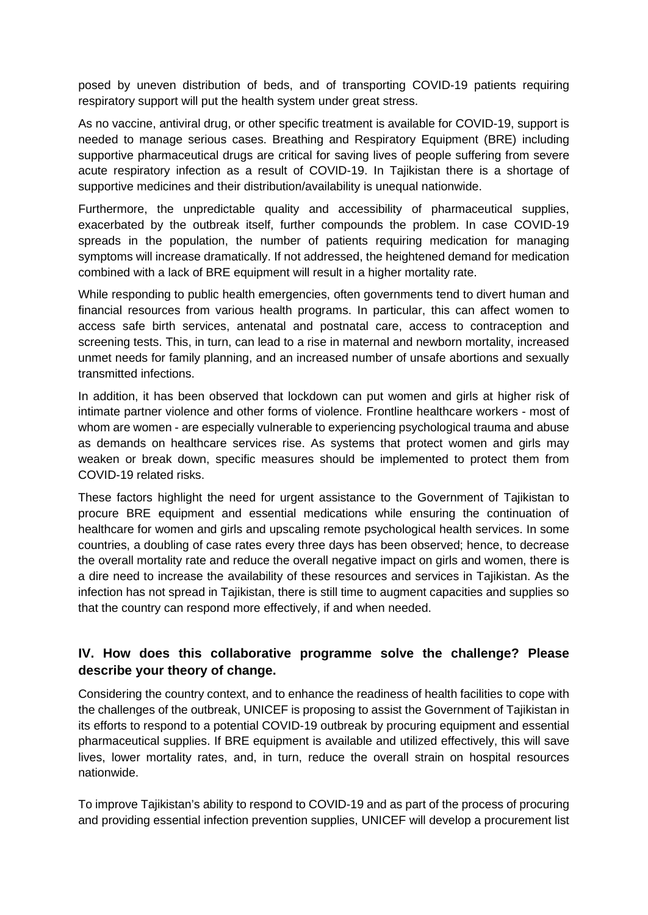posed by uneven distribution of beds, and of transporting COVID-19 patients requiring respiratory support will put the health system under great stress.

As no vaccine, antiviral drug, or other specific treatment is available for COVID-19, support is needed to manage serious cases. Breathing and Respiratory Equipment (BRE) including supportive pharmaceutical drugs are critical for saving lives of people suffering from severe acute respiratory infection as a result of COVID-19. In Tajikistan there is a shortage of supportive medicines and their distribution/availability is unequal nationwide.

Furthermore, the unpredictable quality and accessibility of pharmaceutical supplies, exacerbated by the outbreak itself, further compounds the problem. In case COVID-19 spreads in the population, the number of patients requiring medication for managing symptoms will increase dramatically. If not addressed, the heightened demand for medication combined with a lack of BRE equipment will result in a higher mortality rate.

While responding to public health emergencies, often governments tend to divert human and financial resources from various health programs. In particular, this can affect women to access safe birth services, antenatal and postnatal care, access to contraception and screening tests. This, in turn, can lead to a rise in maternal and newborn mortality, increased unmet needs for family planning, and an increased number of unsafe abortions and sexually transmitted infections.

In addition, it has been observed that lockdown can put women and girls at higher risk of intimate partner violence and other forms of violence. Frontline healthcare workers - most of whom are women - are especially vulnerable to experiencing psychological trauma and abuse as demands on healthcare services rise. As systems that protect women and girls may weaken or break down, specific measures should be implemented to protect them from COVID-19 related risks.

These factors highlight the need for urgent assistance to the Government of Tajikistan to procure BRE equipment and essential medications while ensuring the continuation of healthcare for women and girls and upscaling remote psychological health services. In some countries, a doubling of case rates every three days has been observed; hence, to decrease the overall mortality rate and reduce the overall negative impact on girls and women, there is a dire need to increase the availability of these resources and services in Tajikistan. As the infection has not spread in Tajikistan, there is still time to augment capacities and supplies so that the country can respond more effectively, if and when needed.

## IV. How does this collaborative programme solve the challenge? Please describe your theory of change.

Considering the country context, and to enhance the readiness of health facilities to cope with the challenges of the outbreak, UNICEF is proposing to assist the Government of Tajikistan in its efforts to respond to a potential COVID-19 outbreak by procuring equipment and essential pharmaceutical supplies. If BRE equipment is available and utilized effectively, this will save lives, lower mortality rates, and, in turn, reduce the overall strain on hospital resources nationwide.

To improve Tajikistan's ability to respond to COVID-19 and as part of the process of procuring and providing essential infection prevention supplies, UNICEF will develop a procurement list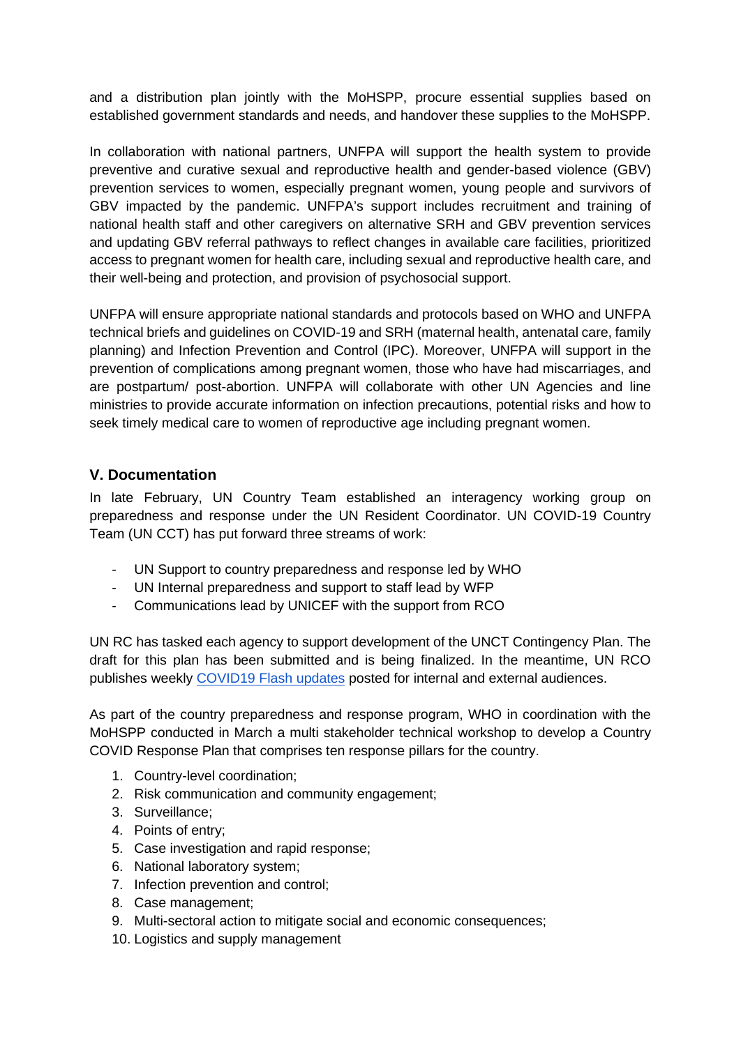and a distribution plan jointly with the MoHSPP, procure essential supplies based on established government standards and needs, and handover these supplies to the MoHSPP.

In collaboration with national partners, UNFPA will support the health system to provide preventive and curative sexual and reproductive health and gender-based violence (GBV) prevention services to women, especially pregnant women, young people and survivors of GBV impacted by the pandemic. UNFPA's support includes recruitment and training of national health staff and other caregivers on alternative SRH and GBV prevention services and updating GBV referral pathways to reflect changes in available care facilities, prioritized access to pregnant women for health care, including sexual and reproductive health care, and their well-being and protection, and provision of psychosocial support.

UNFPA will ensure appropriate national standards and protocols based on WHO and UNFPA technical briefs and guidelines on COVID-19 and SRH (maternal health, antenatal care, family planning) and Infection Prevention and Control (IPC). Moreover, UNFPA will support in the prevention of complications among pregnant women, those who have had miscarriages, and are postpartum/ post-abortion. UNFPA will collaborate with other UN Agencies and line ministries to provide accurate information on infection precautions, potential risks and how to seek timely medical care to women of reproductive age including pregnant women.

## V. Documentation

In late February, UN Country Team established an interagency working group on preparedness and response under the UN Resident Coordinator. UN COVID-19 Country Team (UN CCT) has put forward three streams of work:

- UN Support to country preparedness and response led by WHO
- UN Internal preparedness and support to staff lead by WFP
- Communications lead by UNICEF with the support from RCO

UN RC has tasked each agency to support development of the UNCT Contingency Plan. The draft for this plan has been submitted and is being finalized. In the meantime, UN RCO publishes weekly COVID19 Flash updates posted for internal and external audiences.

As part of the country preparedness and response program, WHO in coordination with the MoHSPP conducted in March a multi stakeholder technical workshop to develop a Country COVID Response Plan that comprises ten response pillars for the country.

1. Country-level coordination;
2. Risk communication and community engagement;
3. Surveillance;
4. Points of entry;
5. Case investigation and rapid response;
6. National laboratory system;
7. Infection prevention and control;
8. Case management;
9. Multi-sectoral action to mitigate social and economic consequences;
10. Logistics and supply management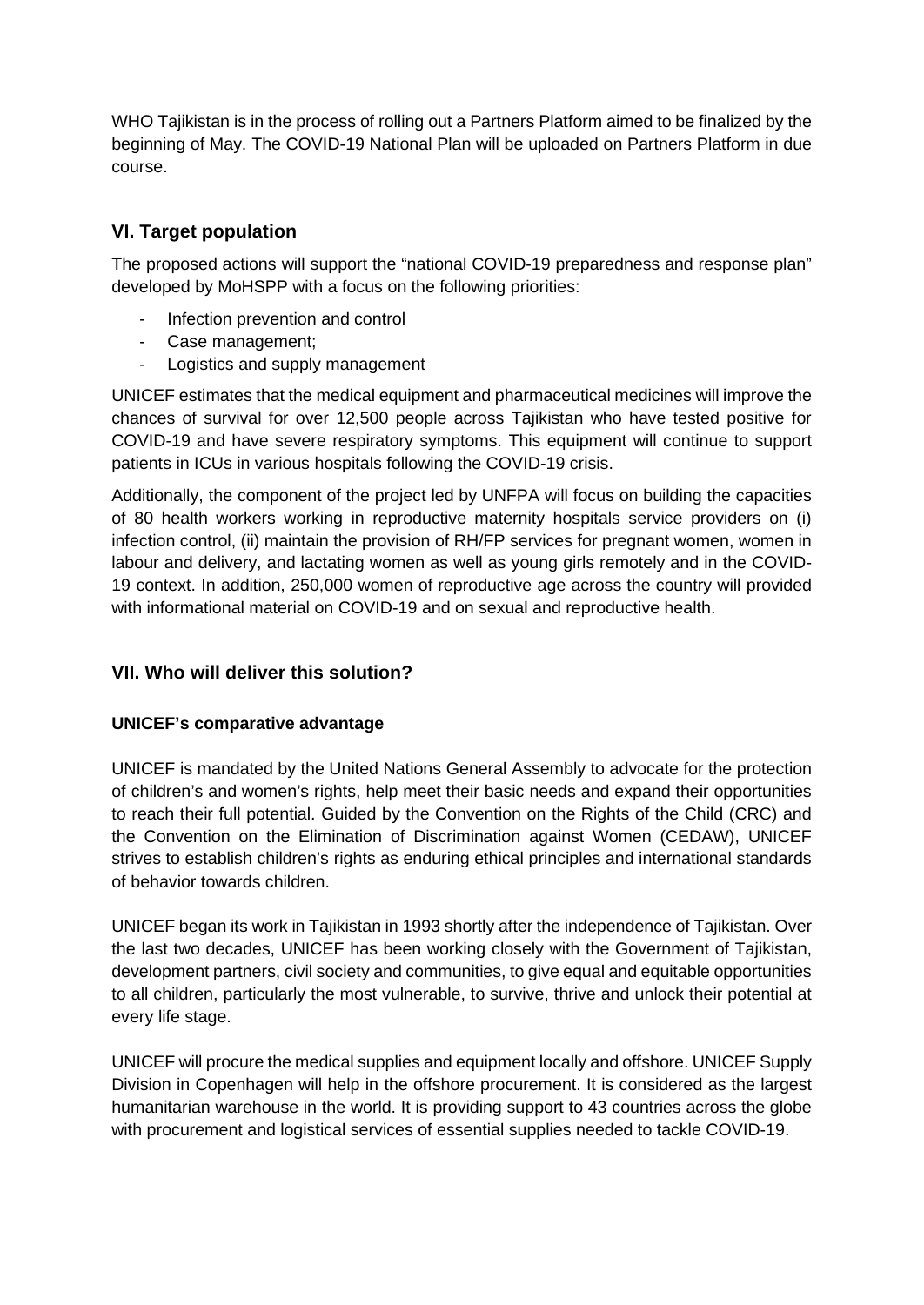WHO Tajikistan is in the process of rolling out a Partners Platform aimed to be finalized by the beginning of May. The COVID-19 National Plan will be uploaded on Partners Platform in due course.

## VI. Target population

The proposed actions will support the "national COVID-19 preparedness and response plan" developed by MoHSPP with a focus on the following priorities:

- Infection prevention and control
- Case management;
- Logistics and supply management

UNICEF estimates that the medical equipment and pharmaceutical medicines will improve the chances of survival for over 12,500 people across Tajikistan who have tested positive for COVID-19 and have severe respiratory symptoms. This equipment will continue to support patients in ICUs in various hospitals following the COVID-19 crisis.

Additionally, the component of the project led by UNFPA will focus on building the capacities of 80 health workers working in reproductive maternity hospitals service providers on (i) infection control, (ii) maintain the provision of RH/FP services for pregnant women, women in labour and delivery, and lactating women as well as young girls remotely and in the COVID-19 context. In addition, 250,000 women of reproductive age across the country will provided with informational material on COVID-19 and on sexual and reproductive health.

## VII. Who will deliver this solution?

**UNICEF's comparative advantage**

UNICEF is mandated by the United Nations General Assembly to advocate for the protection of children's and women's rights, help meet their basic needs and expand their opportunities to reach their full potential. Guided by the Convention on the Rights of the Child (CRC) and the Convention on the Elimination of Discrimination against Women (CEDAW), UNICEF strives to establish children's rights as enduring ethical principles and international standards of behavior towards children.

UNICEF began its work in Tajikistan in 1993 shortly after the independence of Tajikistan. Over the last two decades, UNICEF has been working closely with the Government of Tajikistan, development partners, civil society and communities, to give equal and equitable opportunities to all children, particularly the most vulnerable, to survive, thrive and unlock their potential at every life stage.

UNICEF will procure the medical supplies and equipment locally and offshore. UNICEF Supply Division in Copenhagen will help in the offshore procurement. It is considered as the largest humanitarian warehouse in the world. It is providing support to 43 countries across the globe with procurement and logistical services of essential supplies needed to tackle COVID-19.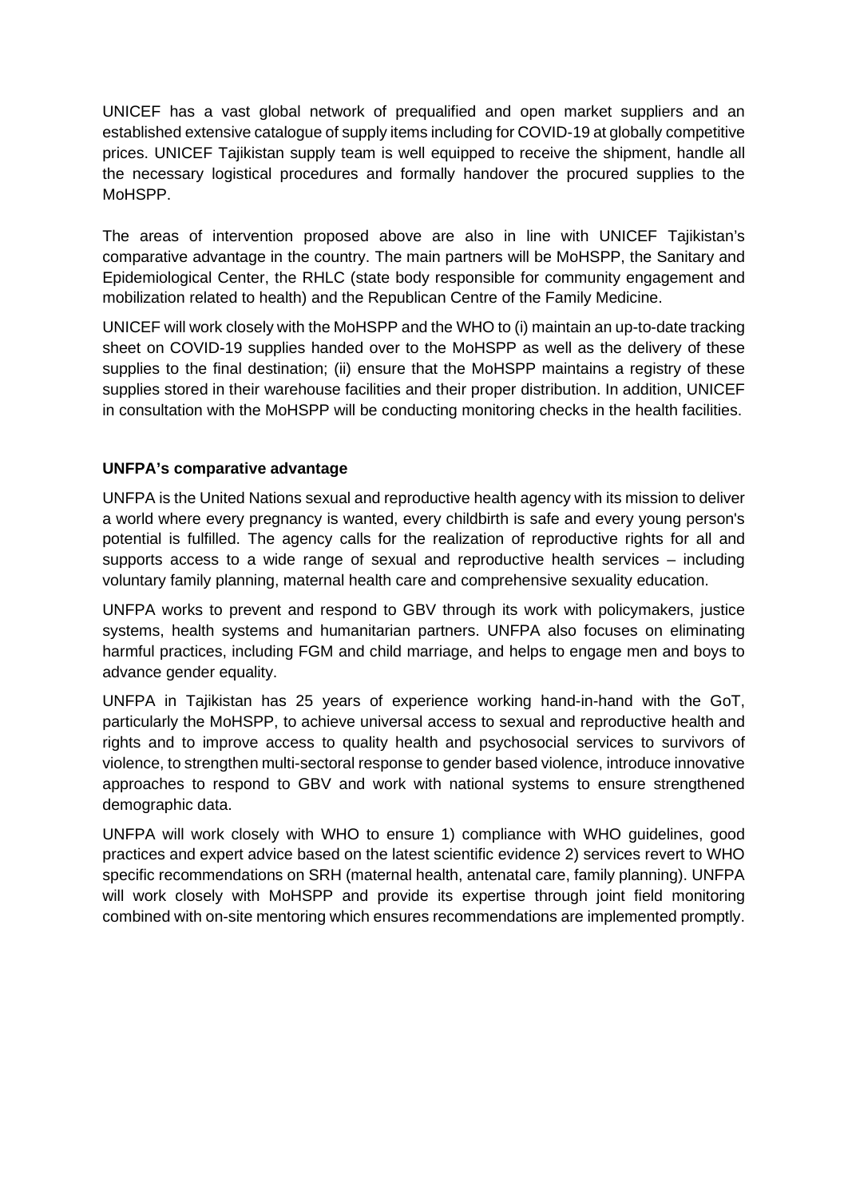UNICEF has a vast global network of prequalified and open market suppliers and an established extensive catalogue of supply items including for COVID-19 at globally competitive prices. UNICEF Tajikistan supply team is well equipped to receive the shipment, handle all the necessary logistical procedures and formally handover the procured supplies to the MoHSPP.

The areas of intervention proposed above are also in line with UNICEF Tajikistan's comparative advantage in the country. The main partners will be MoHSPP, the Sanitary and Epidemiological Center, the RHLC (state body responsible for community engagement and mobilization related to health) and the Republican Centre of the Family Medicine.

UNICEF will work closely with the MoHSPP and the WHO to (i) maintain an up-to-date tracking sheet on COVID-19 supplies handed over to the MoHSPP as well as the delivery of these supplies to the final destination; (ii) ensure that the MoHSPP maintains a registry of these supplies stored in their warehouse facilities and their proper distribution. In addition, UNICEF in consultation with the MoHSPP will be conducting monitoring checks in the health facilities.

**UNFPA's comparative advantage**

UNFPA is the United Nations sexual and reproductive health agency with its mission to deliver a world where every pregnancy is wanted, every childbirth is safe and every young person's potential is fulfilled. The agency calls for the realization of reproductive rights for all and supports access to a wide range of sexual and reproductive health services – including voluntary family planning, maternal health care and comprehensive sexuality education.

UNFPA works to prevent and respond to GBV through its work with policymakers, justice systems, health systems and humanitarian partners. UNFPA also focuses on eliminating harmful practices, including FGM and child marriage, and helps to engage men and boys to advance gender equality.

UNFPA in Tajikistan has 25 years of experience working hand-in-hand with the GoT, particularly the MoHSPP, to achieve universal access to sexual and reproductive health and rights and to improve access to quality health and psychosocial services to survivors of violence, to strengthen multi-sectoral response to gender based violence, introduce innovative approaches to respond to GBV and work with national systems to ensure strengthened demographic data.

UNFPA will work closely with WHO to ensure 1) compliance with WHO guidelines, good practices and expert advice based on the latest scientific evidence 2) services revert to WHO specific recommendations on SRH (maternal health, antenatal care, family planning). UNFPA will work closely with MoHSPP and provide its expertise through joint field monitoring combined with on-site mentoring which ensures recommendations are implemented promptly.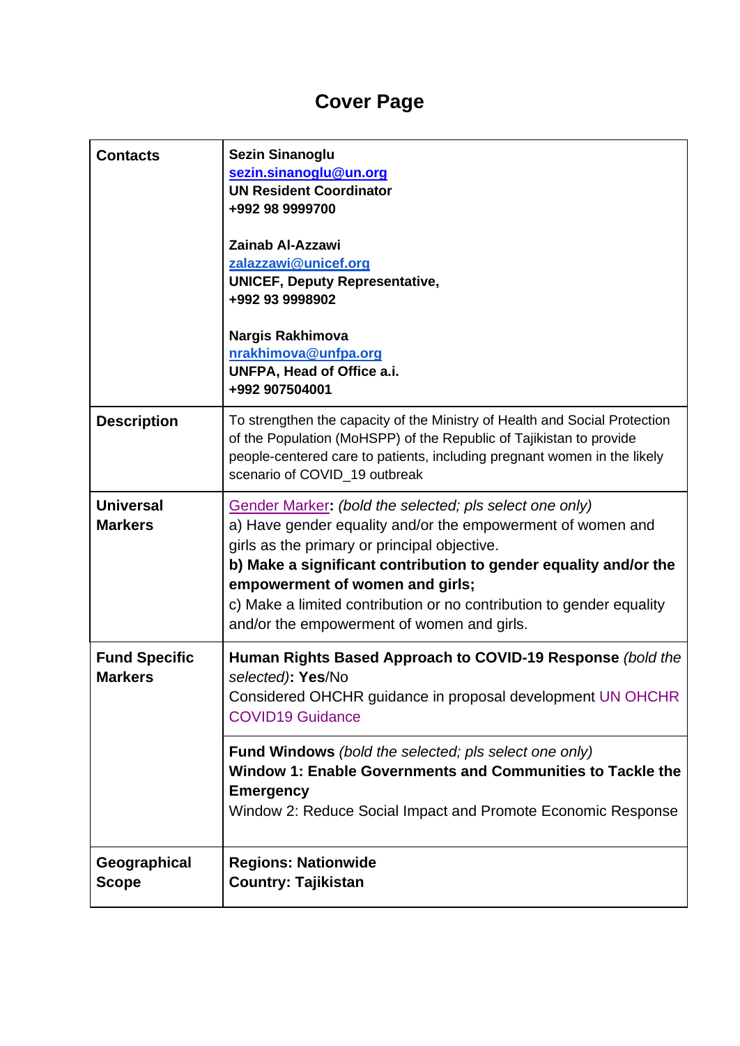# Cover Page

| | |
|---|---|
| **Contacts** | **Sezin Sinanoglu**<br>**sezin.sinanoglu@un.org**<br>**UN Resident Coordinator**<br>**+992 98 9999700**<br><br>**Zainab Al-Azzawi**<br>**zalazzawi@unicef.org**<br>**UNICEF, Deputy Representative,**<br>**+992 93 9998902**<br><br>**Nargis Rakhimova**<br>**nrakhimova@unfpa.org**<br>**UNFPA, Head of Office a.i.**<br>**+992 907504001** |
| **Description** | To strengthen the capacity of the Ministry of Health and Social Protection of the Population (MoHSPP) of the Republic of Tajikistan to provide people-centered care to patients, including pregnant women in the likely scenario of COVID_19 outbreak |
| **Universal Markers** | Gender Marker**:** *(bold the selected; pls select one only)*<br>a) Have gender equality and/or the empowerment of women and girls as the primary or principal objective.<br>**b) Make a significant contribution to gender equality and/or the empowerment of women and girls;**<br>c) Make a limited contribution or no contribution to gender equality and/or the empowerment of women and girls. |
| **Fund Specific Markers** | **Human Rights Based Approach to COVID-19 Response** *(bold the selected)***: Yes**/No<br>Considered OHCHR guidance in proposal development UN OHCHR COVID19 Guidance |
| | **Fund Windows** *(bold the selected; pls select one only)*<br>**Window 1: Enable Governments and Communities to Tackle the Emergency**<br>Window 2: Reduce Social Impact and Promote Economic Response |
| **Geographical Scope** | **Regions: Nationwide**<br>**Country: Tajikistan** |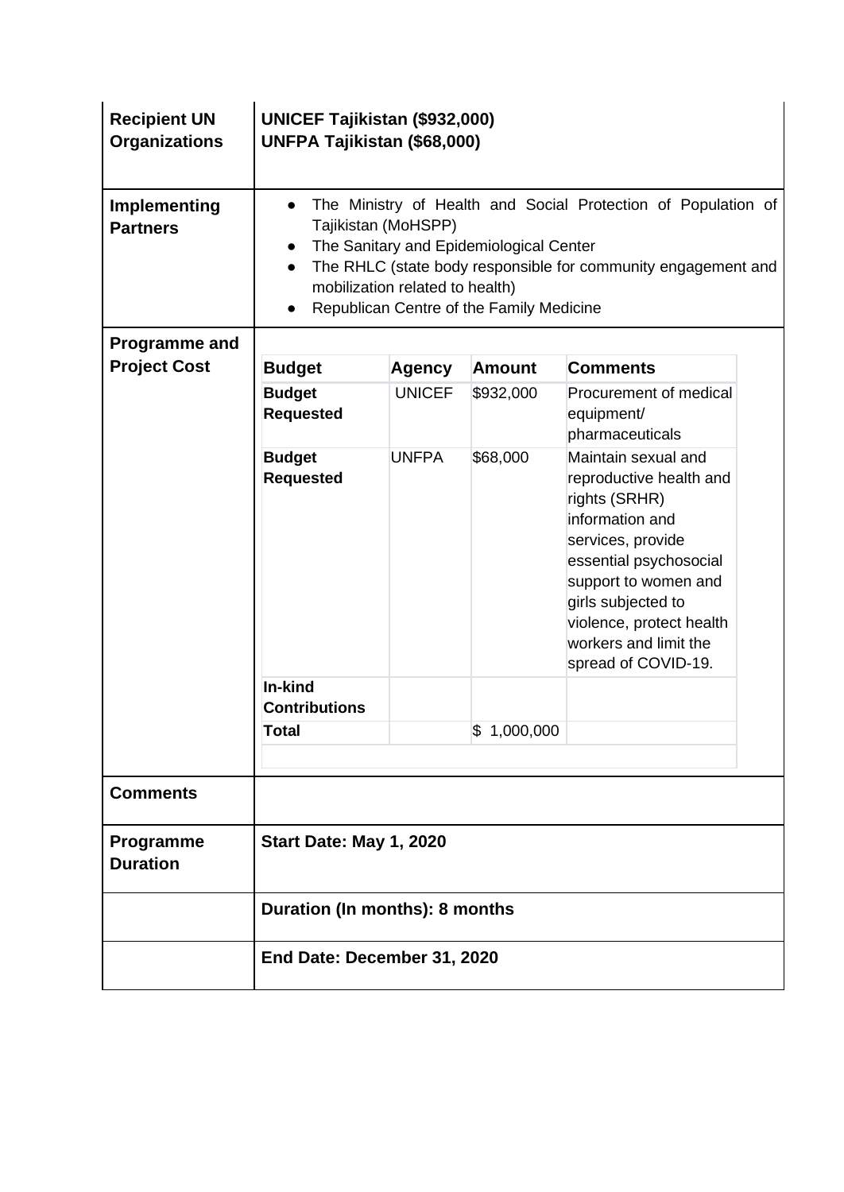| | |
|---|---|
| **Recipient UN Organizations** | **UNICEF Tajikistan ($932,000)**<br>**UNFPA Tajikistan ($68,000)** |
| **Implementing Partners** | • The Ministry of Health and Social Protection of Population of Tajikistan (MoHSPP)<br>• The Sanitary and Epidemiological Center<br>• The RHLC (state body responsible for community engagement and mobilization related to health)<br>• Republican Centre of the Family Medicine |
| **Programme and Project Cost** | |

| Budget | Agency | Amount | Comments |
|---|---|---|---|
| **Budget Requested** | UNICEF | $932,000 | Procurement of medical equipment/ pharmaceuticals |
| **Budget Requested** | UNFPA | $68,000 | Maintain sexual and reproductive health and rights (SRHR) information and services, provide essential psychosocial support to women and girls subjected to violence, protect health workers and limit the spread of COVID-19. |
| **In-kind Contributions** | | | |
| **Total** | | $ 1,000,000 | |

| | |
|---|---|
| **Comments** | |
| **Programme Duration** | **Start Date: May 1, 2020** |
| | **Duration (In months): 8 months** |
| | **End Date: December 31, 2020** |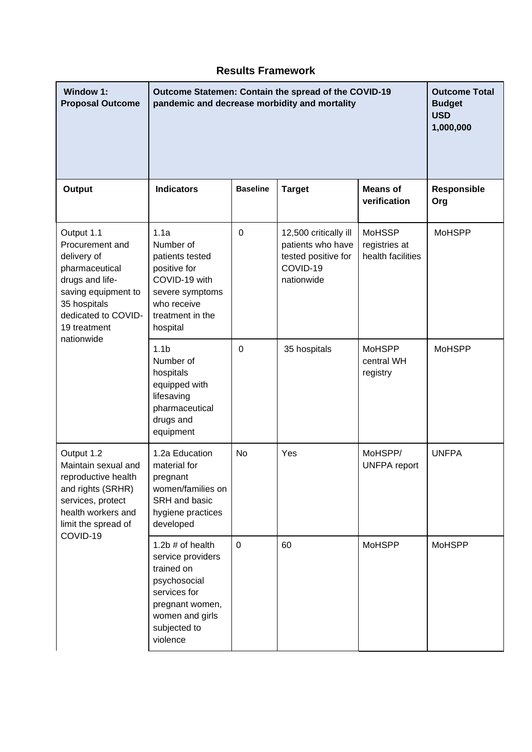## Results Framework

| Window 1: Proposal Outcome | Outcome Statemen: Contain the spread of the COVID-19 pandemic and decrease morbidity and mortality | | | | Outcome Total Budget USD 1,000,000 |
|---|---|---|---|---|---|
| **Output** | **Indicators** | **Baseline** | **Target** | **Means of verification** | **Responsible Org** |
| Output 1.1 Procurement and delivery of pharmaceutical drugs and life-saving equipment to 35 hospitals dedicated to COVID-19 treatment nationwide | 1.1a Number of patients tested positive for COVID-19 with severe symptoms who receive treatment in the hospital | 0 | 12,500 critically ill patients who have tested positive for COVID-19 nationwide | MoHSSP registries at health facilities | MoHSPP |
| | 1.1b Number of hospitals equipped with lifesaving pharmaceutical drugs and equipment | 0 | 35 hospitals | MoHSPP central WH registry | MoHSPP |
| Output 1.2 Maintain sexual and reproductive health and rights (SRHR) services, protect health workers and limit the spread of COVID-19 | 1.2a Education material for pregnant women/families on SRH and basic hygiene practices developed | No | Yes | MoHSPP/ UNFPA report | UNFPA |
| | 1.2b # of health service providers trained on psychosocial services for pregnant women, women and girls subjected to violence | 0 | 60 | MoHSPP | MoHSPP |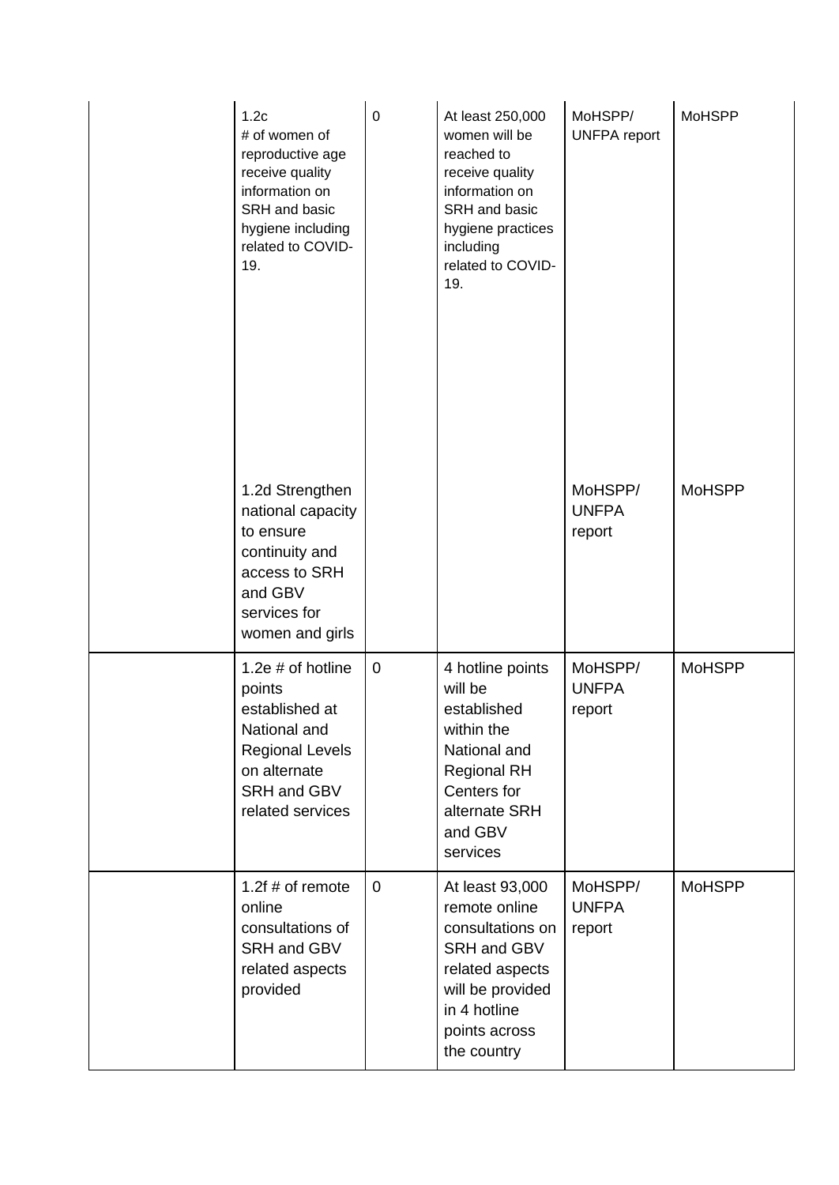| | | | | | |
|---|---|---|---|---|---|
| | 1.2c # of women of reproductive age receive quality information on SRH and basic hygiene including related to COVID-19. | 0 | At least 250,000 women will be reached to receive quality information on SRH and basic hygiene practices including related to COVID-19. | MoHSPP/ UNFPA report | MoHSPP |
| | 1.2d Strengthen national capacity to ensure continuity and access to SRH and GBV services for women and girls | | | MoHSPP/ UNFPA report | MoHSPP |
| | 1.2e # of hotline points established at National and Regional Levels on alternate SRH and GBV related services | 0 | 4 hotline points will be established within the National and Regional RH Centers for alternate SRH and GBV services | MoHSPP/ UNFPA report | MoHSPP |
| | 1.2f # of remote online consultations of SRH and GBV related aspects provided | 0 | At least 93,000 remote online consultations on SRH and GBV related aspects will be provided in 4 hotline points across the country | MoHSPP/ UNFPA report | MoHSPP |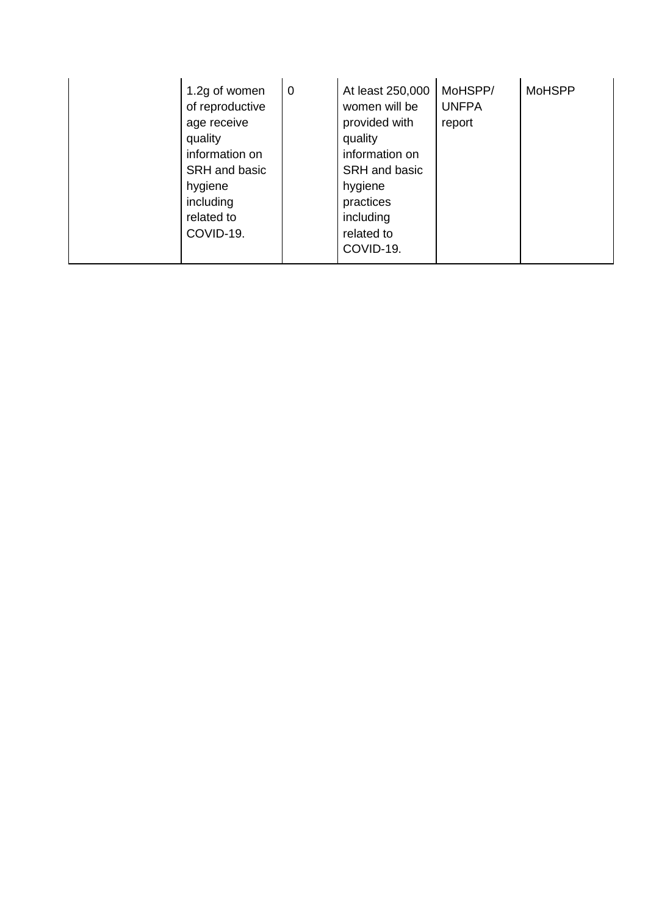| | | | | | |
|---|---|---|---|---|---|
| | 1.2g of women of reproductive age receive quality information on SRH and basic hygiene including related to COVID-19. | 0 | At least 250,000 women will be provided with quality information on SRH and basic hygiene practices including related to COVID-19. | MoHSPP/ UNFPA report | MoHSPP |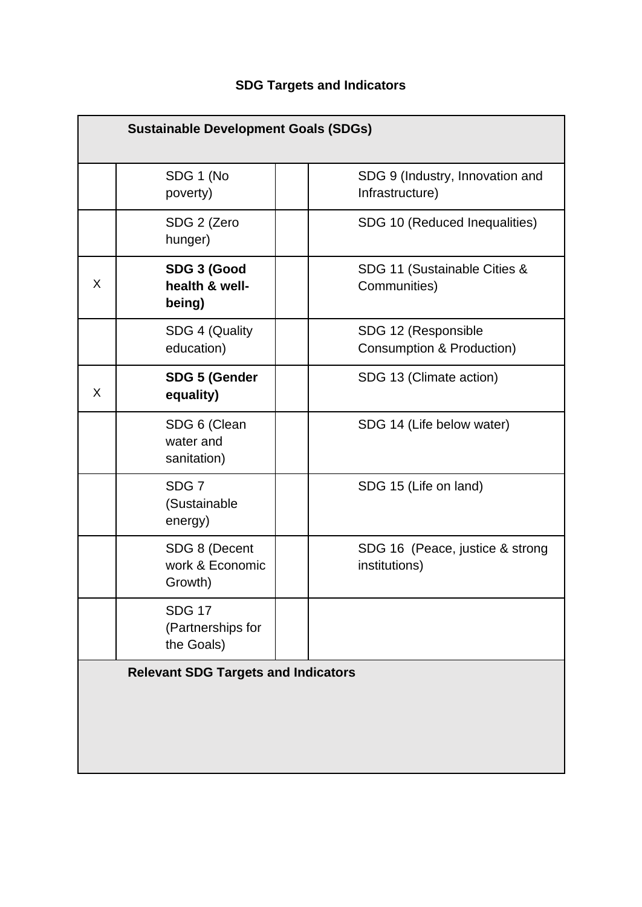## SDG Targets and Indicators

| | | | |
|---|---|---|---|
| **Sustainable Development Goals (SDGs)** | | | |
| | SDG 1 (No poverty) | | SDG 9 (Industry, Innovation and Infrastructure) |
| | SDG 2 (Zero hunger) | | SDG 10 (Reduced Inequalities) |
| X | **SDG 3 (Good health & well-being)** | | SDG 11 (Sustainable Cities & Communities) |
| | SDG 4 (Quality education) | | SDG 12 (Responsible Consumption & Production) |
| X | **SDG 5 (Gender equality)** | | SDG 13 (Climate action) |
| | SDG 6 (Clean water and sanitation) | | SDG 14 (Life below water) |
| | SDG 7 (Sustainable energy) | | SDG 15 (Life on land) |
| | SDG 8 (Decent work & Economic Growth) | | SDG 16 (Peace, justice & strong institutions) |
| | SDG 17 (Partnerships for the Goals) | | |
| **Relevant SDG Targets and Indicators** | | | |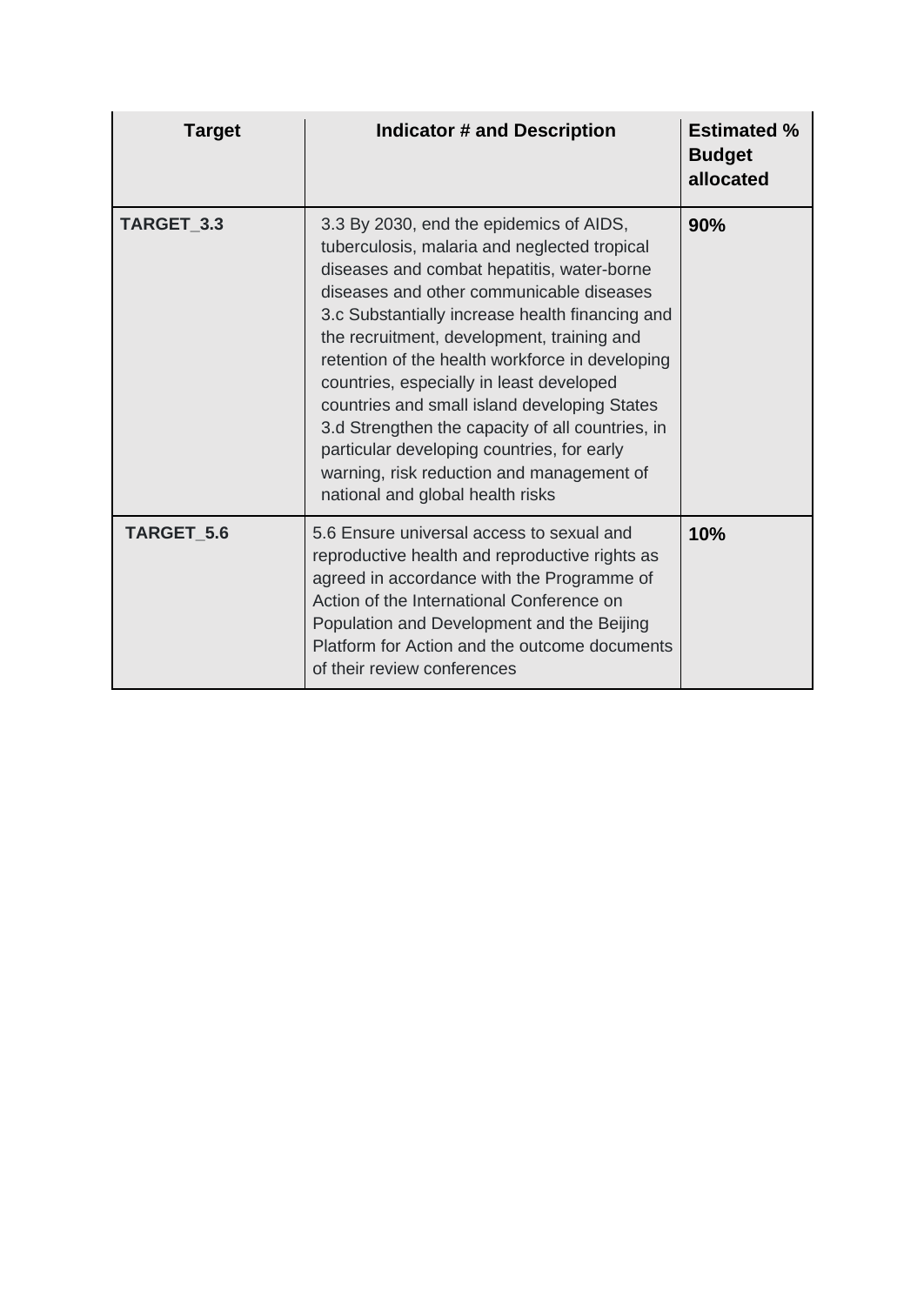| **Target** | **Indicator # and Description** | **Estimated % Budget allocated** |
|---|---|---|
| **TARGET_3.3** | 3.3 By 2030, end the epidemics of AIDS, tuberculosis, malaria and neglected tropical diseases and combat hepatitis, water-borne diseases and other communicable diseases 3.c Substantially increase health financing and the recruitment, development, training and retention of the health workforce in developing countries, especially in least developed countries and small island developing States 3.d Strengthen the capacity of all countries, in particular developing countries, for early warning, risk reduction and management of national and global health risks | **90%** |
| **TARGET_5.6** | 5.6 Ensure universal access to sexual and reproductive health and reproductive rights as agreed in accordance with the Programme of Action of the International Conference on Population and Development and the Beijing Platform for Action and the outcome documents of their review conferences | **10%** |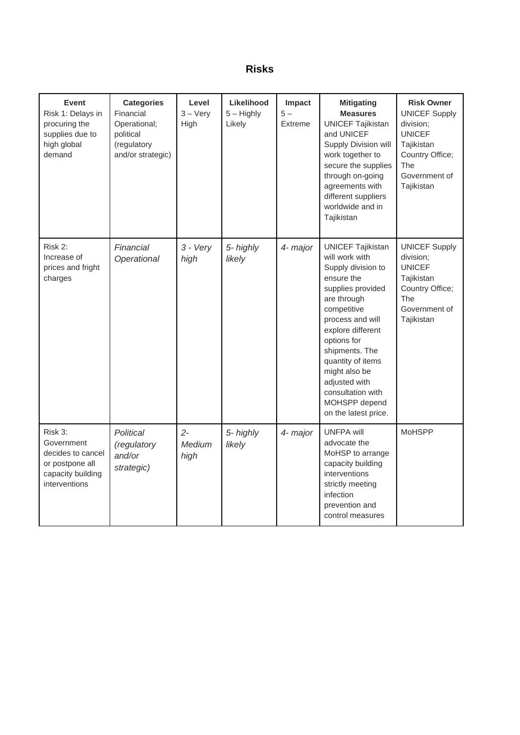## Risks

| Event | Categories | Level | Likelihood | Impact | Mitigating Measures | Risk Owner |
|---|---|---|---|---|---|---|
| Risk 1: Delays in procuring the supplies due to high global demand | Financial Operational; political (regulatory and/or strategic) | 3 – Very High | 5 – Highly Likely | 5 – Extreme | UNICEF Tajikistan and UNICEF Supply Division will work together to secure the supplies through on-going agreements with different suppliers worldwide and in Tajikistan | UNICEF Supply division; UNICEF Tajikistan Country Office; The Government of Tajikistan |
| Risk 2: Increase of prices and fright charges | *Financial Operational* | *3 - Very high* | *5- highly likely* | *4- major* | UNICEF Tajikistan will work with Supply division to ensure the supplies provided are through competitive process and will explore different options for shipments. The quantity of items might also be adjusted with consultation with MOHSPP depend on the latest price. | UNICEF Supply division; UNICEF Tajikistan Country Office; The Government of Tajikistan |
| Risk 3: Government decides to cancel or postpone all capacity building interventions | *Political (regulatory and/or strategic)* | *2- Medium high* | *5- highly likely* | *4- major* | UNFPA will advocate the MoHSP to arrange capacity building interventions strictly meeting infection prevention and control measures | MoHSPP |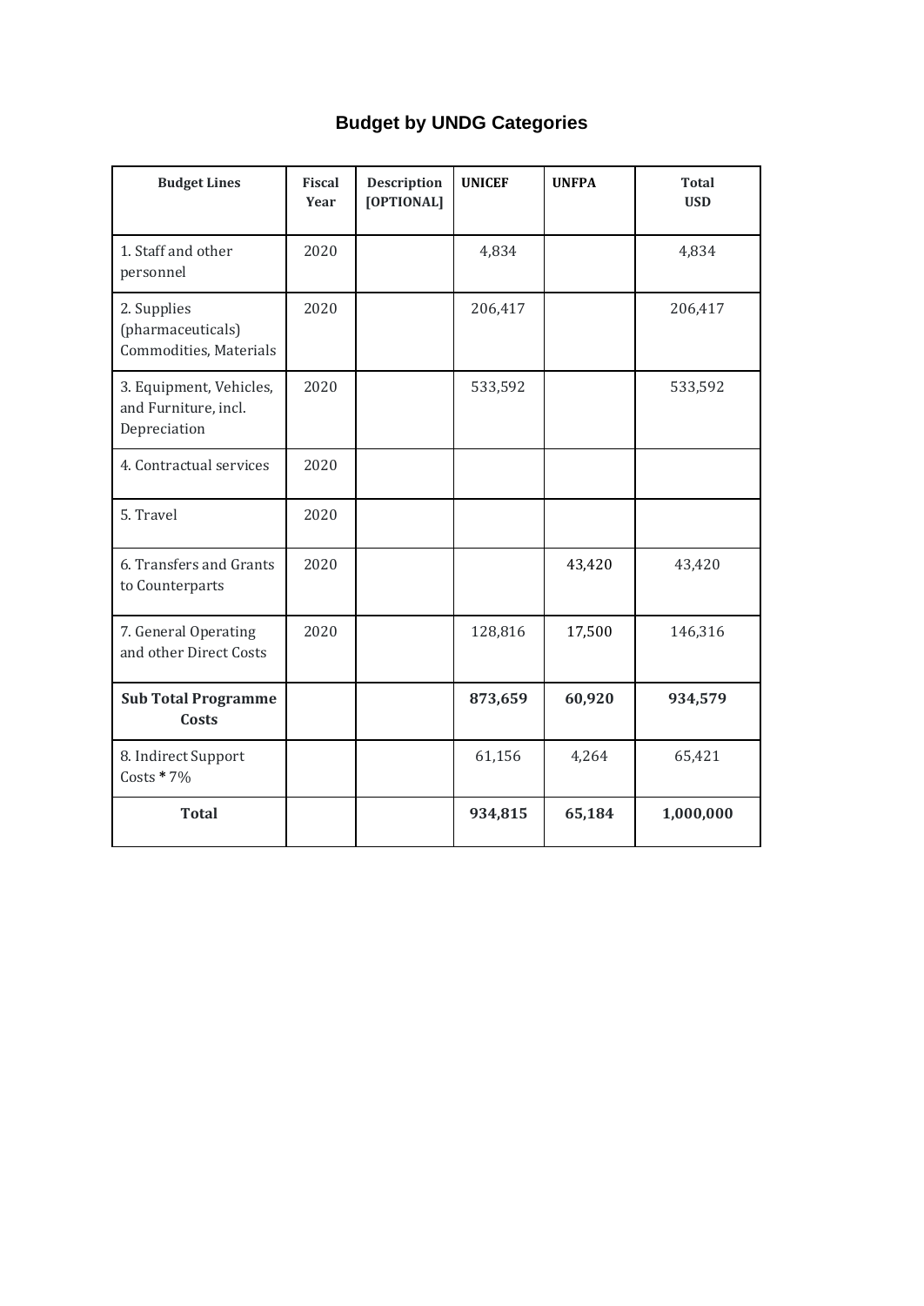## Budget by UNDG Categories

| Budget Lines | Fiscal Year | Description [OPTIONAL] | UNICEF | UNFPA | Total USD |
|---|---|---|---|---|---|
| 1. Staff and other personnel | 2020 | | 4,834 | | 4,834 |
| 2. Supplies (pharmaceuticals) Commodities, Materials | 2020 | | 206,417 | | 206,417 |
| 3. Equipment, Vehicles, and Furniture, incl. Depreciation | 2020 | | 533,592 | | 533,592 |
| 4. Contractual services | 2020 | | | | |
| 5. Travel | 2020 | | | | |
| 6. Transfers and Grants to Counterparts | 2020 | | | 43,420 | 43,420 |
| 7. General Operating and other Direct Costs | 2020 | | 128,816 | 17,500 | 146,316 |
| **Sub Total Programme Costs** | | | **873,659** | **60,920** | **934,579** |
| 8. Indirect Support Costs * 7% | | | 61,156 | 4,264 | 65,421 |
| **Total** | | | **934,815** | **65,184** | **1,000,000** |